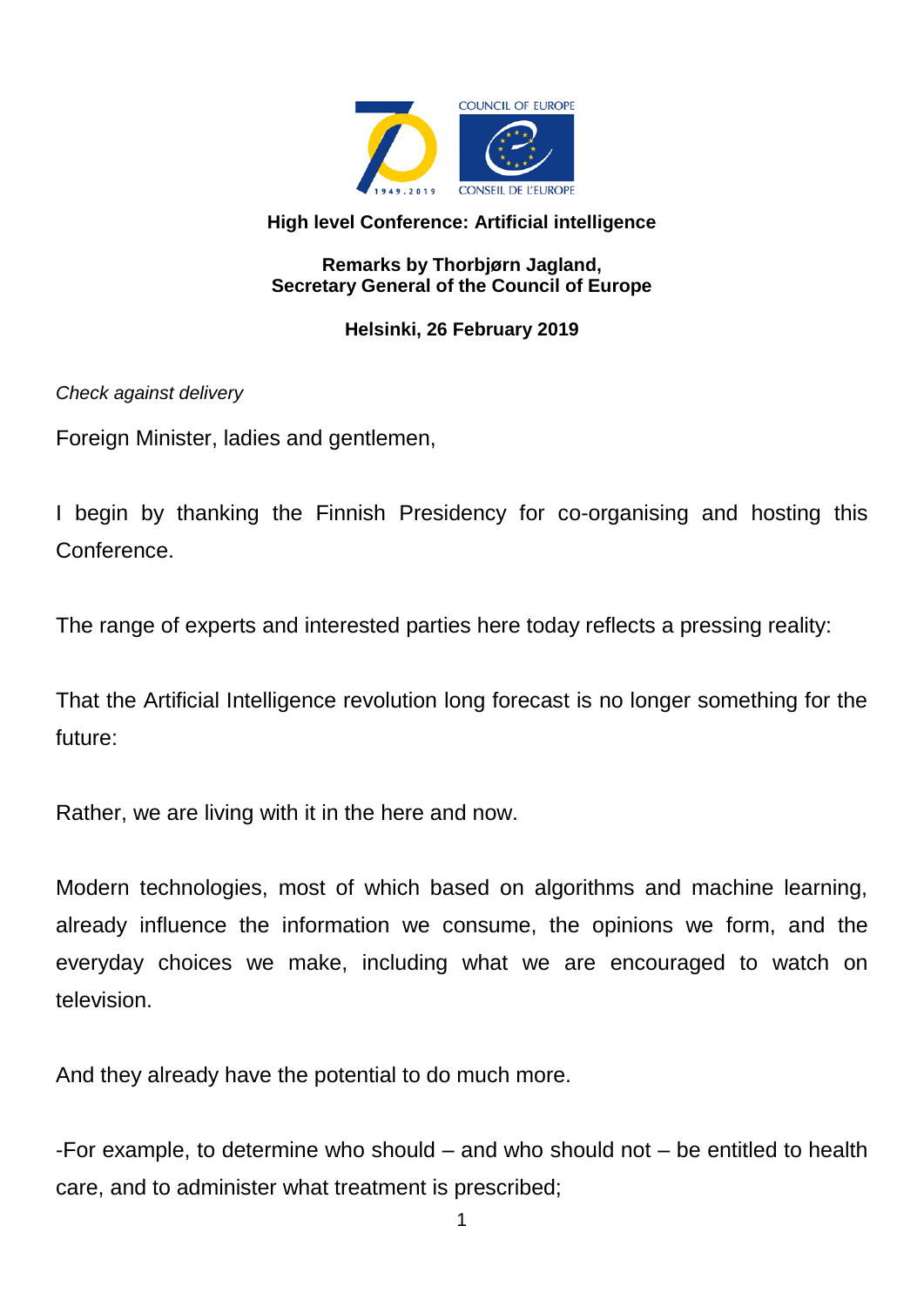**High level Conference: Artificial intelligence**

**Remarks by Thorbjørn Jagland,**
**Secretary General of the Council of Europe**

**Helsinki, 26 February 2019**

*Check against delivery*

Foreign Minister, ladies and gentlemen,

I begin by thanking the Finnish Presidency for co-organising and hosting this Conference.

The range of experts and interested parties here today reflects a pressing reality:

That the Artificial Intelligence revolution long forecast is no longer something for the future:

Rather, we are living with it in the here and now.

Modern technologies, most of which based on algorithms and machine learning, already influence the information we consume, the opinions we form, and the everyday choices we make, including what we are encouraged to watch on television.

And they already have the potential to do much more.

-For example, to determine who should – and who should not – be entitled to health care, and to administer what treatment is prescribed;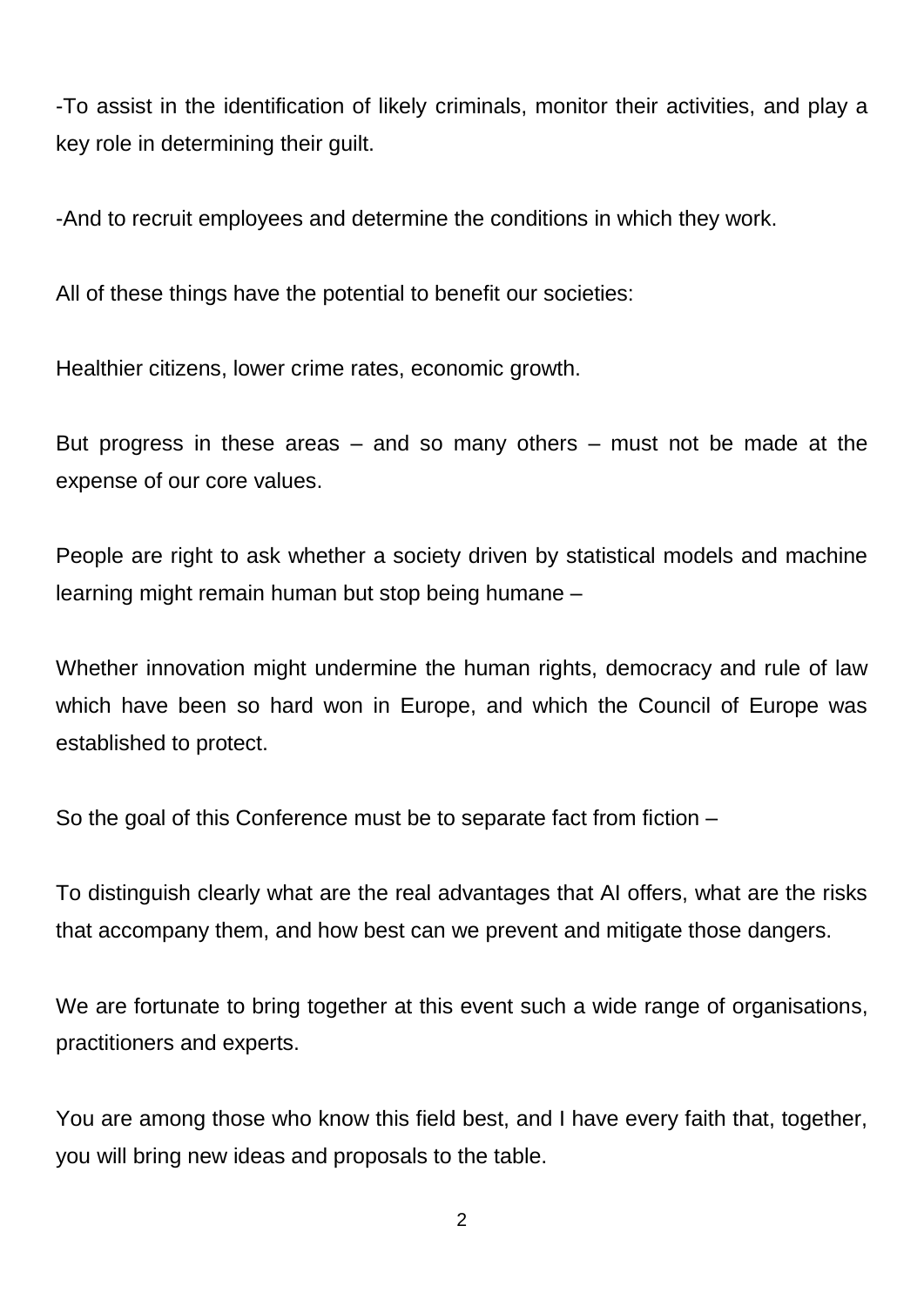-To assist in the identification of likely criminals, monitor their activities, and play a key role in determining their guilt.

-And to recruit employees and determine the conditions in which they work.

All of these things have the potential to benefit our societies:

Healthier citizens, lower crime rates, economic growth.

But progress in these areas – and so many others – must not be made at the expense of our core values.

People are right to ask whether a society driven by statistical models and machine learning might remain human but stop being humane –

Whether innovation might undermine the human rights, democracy and rule of law which have been so hard won in Europe, and which the Council of Europe was established to protect.

So the goal of this Conference must be to separate fact from fiction –

To distinguish clearly what are the real advantages that AI offers, what are the risks that accompany them, and how best can we prevent and mitigate those dangers.

We are fortunate to bring together at this event such a wide range of organisations, practitioners and experts.

You are among those who know this field best, and I have every faith that, together, you will bring new ideas and proposals to the table.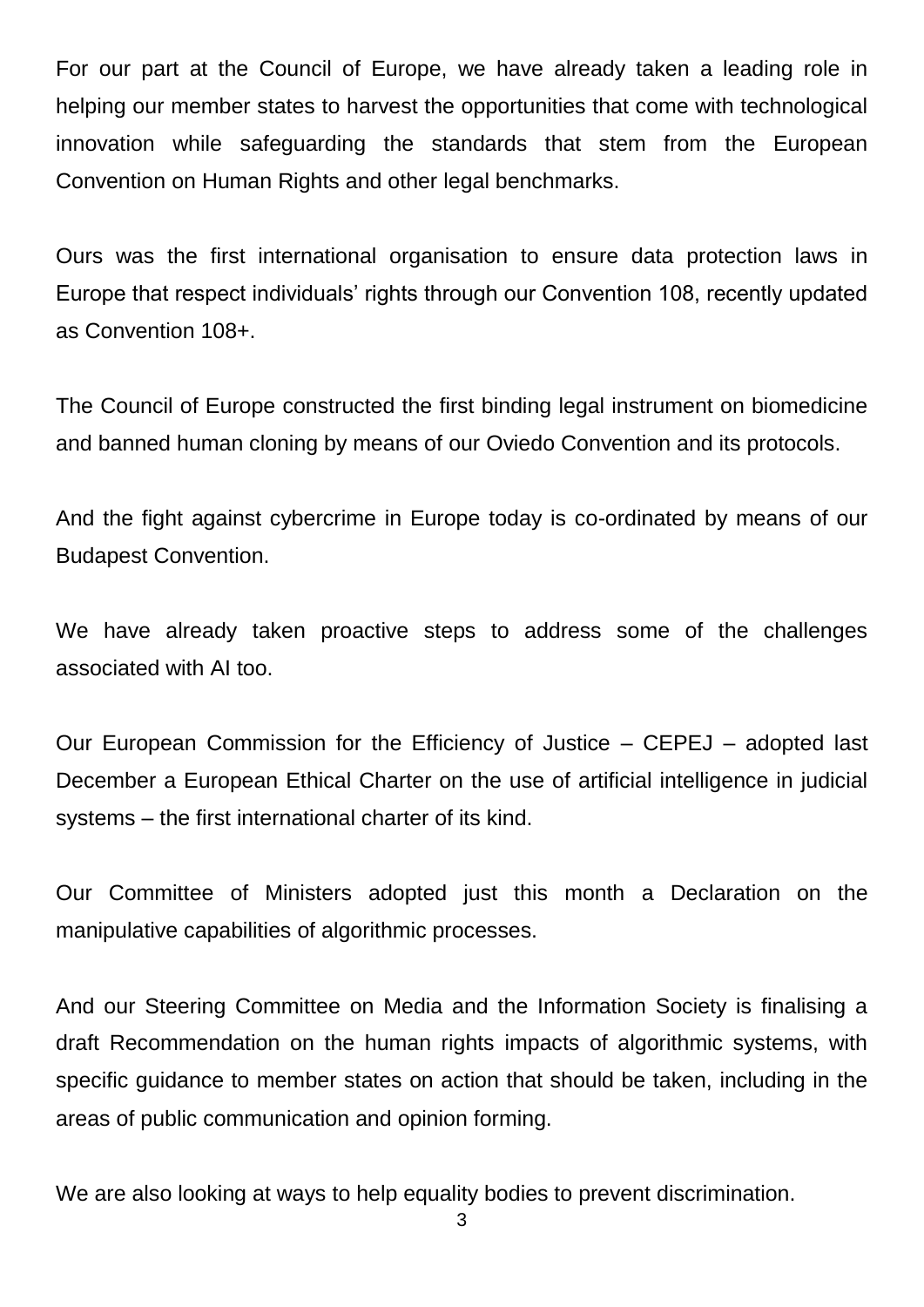For our part at the Council of Europe, we have already taken a leading role in helping our member states to harvest the opportunities that come with technological innovation while safeguarding the standards that stem from the European Convention on Human Rights and other legal benchmarks.

Ours was the first international organisation to ensure data protection laws in Europe that respect individuals' rights through our Convention 108, recently updated as Convention 108+.

The Council of Europe constructed the first binding legal instrument on biomedicine and banned human cloning by means of our Oviedo Convention and its protocols.

And the fight against cybercrime in Europe today is co-ordinated by means of our Budapest Convention.

We have already taken proactive steps to address some of the challenges associated with AI too.

Our European Commission for the Efficiency of Justice – CEPEJ – adopted last December a European Ethical Charter on the use of artificial intelligence in judicial systems – the first international charter of its kind.

Our Committee of Ministers adopted just this month a Declaration on the manipulative capabilities of algorithmic processes.

And our Steering Committee on Media and the Information Society is finalising a draft Recommendation on the human rights impacts of algorithmic systems, with specific guidance to member states on action that should be taken, including in the areas of public communication and opinion forming.

We are also looking at ways to help equality bodies to prevent discrimination.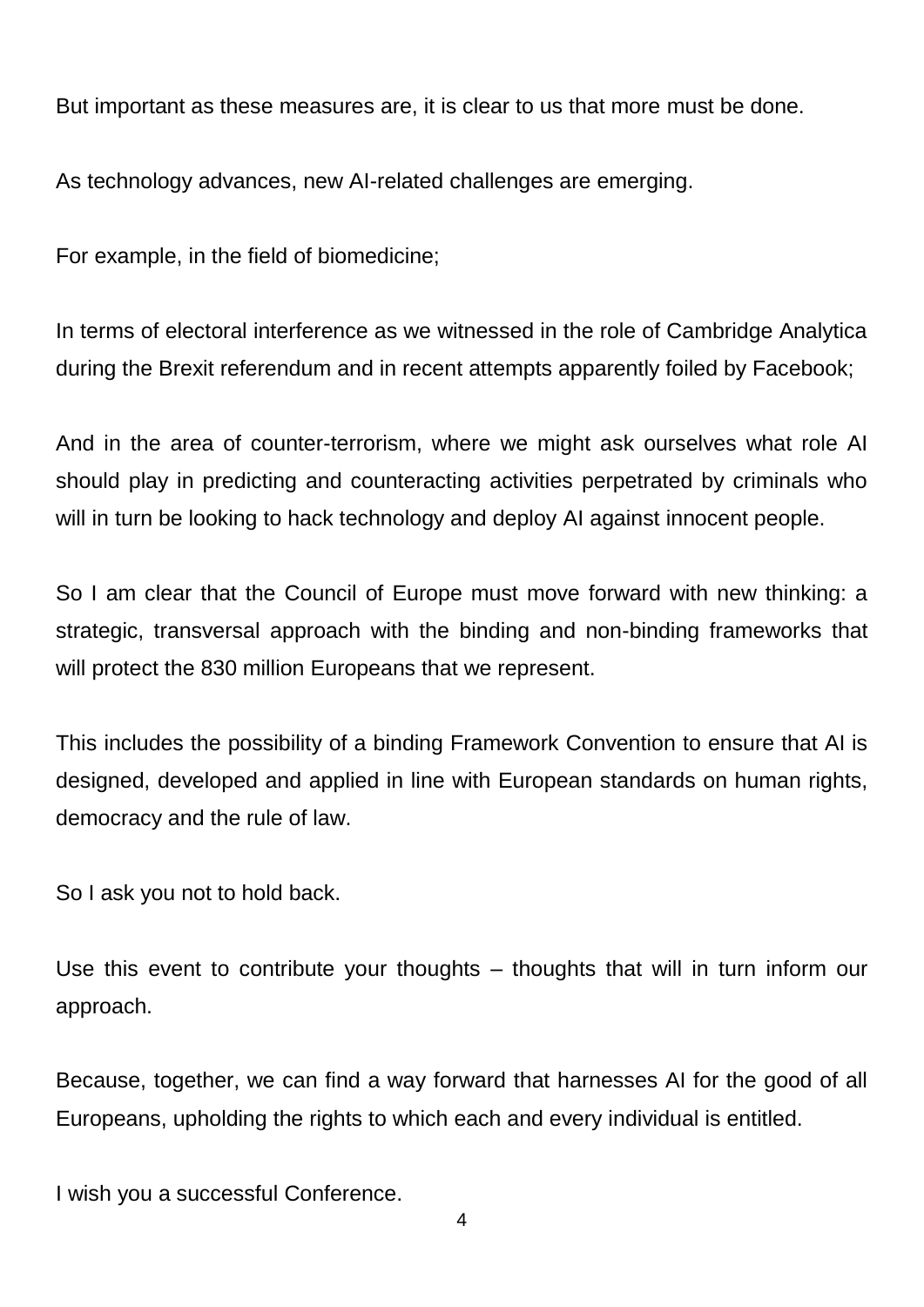But important as these measures are, it is clear to us that more must be done.

As technology advances, new AI-related challenges are emerging.

For example, in the field of biomedicine;

In terms of electoral interference as we witnessed in the role of Cambridge Analytica during the Brexit referendum and in recent attempts apparently foiled by Facebook;

And in the area of counter-terrorism, where we might ask ourselves what role AI should play in predicting and counteracting activities perpetrated by criminals who will in turn be looking to hack technology and deploy AI against innocent people.

So I am clear that the Council of Europe must move forward with new thinking: a strategic, transversal approach with the binding and non-binding frameworks that will protect the 830 million Europeans that we represent.

This includes the possibility of a binding Framework Convention to ensure that AI is designed, developed and applied in line with European standards on human rights, democracy and the rule of law.

So I ask you not to hold back.

Use this event to contribute your thoughts – thoughts that will in turn inform our approach.

Because, together, we can find a way forward that harnesses AI for the good of all Europeans, upholding the rights to which each and every individual is entitled.

I wish you a successful Conference.